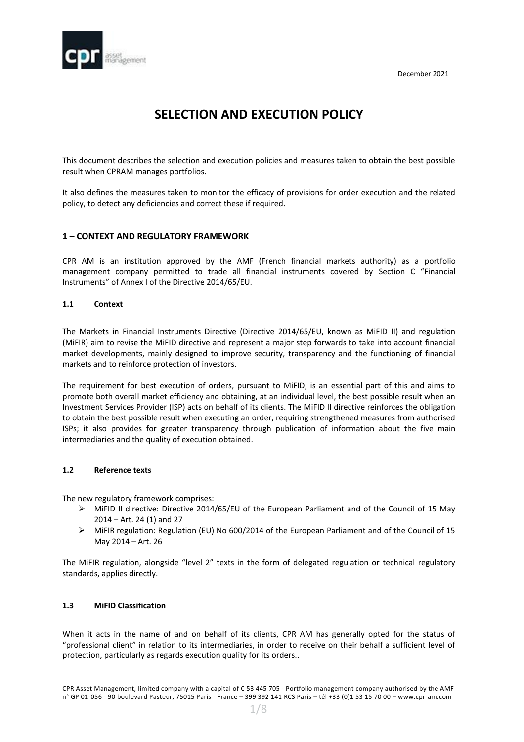December 2021

# SELECTION AND EXECUTION POLICY

This document describes the selection and execution policies and measures taken to obtain the best possible result when CPRAM manages portfolios.

It also defines the measures taken to monitor the efficacy of provisions for order execution and the related policy, to detect any deficiencies and correct these if required.

## 1 – CONTEXT AND REGULATORY FRAMEWORK

CPR AM is an institution approved by the AMF (French financial markets authority) as a portfolio management company permitted to trade all financial instruments covered by Section C "Financial Instruments" of Annex I of the Directive 2014/65/EU.

### 1.1 Context

The Markets in Financial Instruments Directive (Directive 2014/65/EU, known as MiFID II) and regulation (MiFIR) aim to revise the MiFID directive and represent a major step forwards to take into account financial market developments, mainly designed to improve security, transparency and the functioning of financial markets and to reinforce protection of investors.

The requirement for best execution of orders, pursuant to MiFID, is an essential part of this and aims to promote both overall market efficiency and obtaining, at an individual level, the best possible result when an Investment Services Provider (ISP) acts on behalf of its clients. The MiFID II directive reinforces the obligation to obtain the best possible result when executing an order, requiring strengthened measures from authorised ISPs; it also provides for greater transparency through publication of information about the five main intermediaries and the quality of execution obtained.

### 1.2 Reference texts

The new regulatory framework comprises:

- MiFID II directive: Directive 2014/65/EU of the European Parliament and of the Council of 15 May 2014 – Art. 24 (1) and 27
- MiFIR regulation: Regulation (EU) No 600/2014 of the European Parliament and of the Council of 15 May 2014 – Art. 26

The MiFIR regulation, alongside "level 2" texts in the form of delegated regulation or technical regulatory standards, applies directly.

### 1.3 MiFID Classification

When it acts in the name of and on behalf of its clients, CPR AM has generally opted for the status of "professional client" in relation to its intermediaries, in order to receive on their behalf a sufficient level of protection, particularly as regards execution quality for its orders..

CPR Asset Management, limited company with a capital of € 53 445 705 - Portfolio management company authorised by the AMF n° GP 01-056 - 90 boulevard Pasteur, 75015 Paris - France – 399 392 141 RCS Paris – tél +33 (0)1 53 15 70 00 – www.cpr-am.com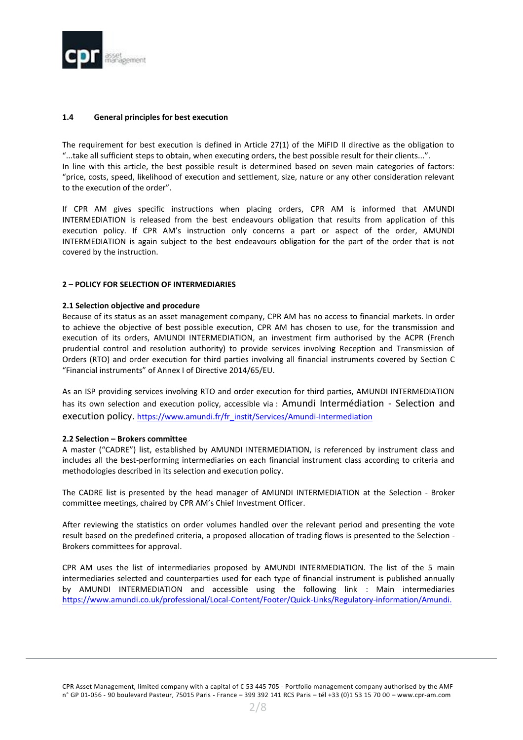### 1.4 General principles for best execution

The requirement for best execution is defined in Article 27(1) of the MiFID II directive as the obligation to "...take all sufficient steps to obtain, when executing orders, the best possible result for their clients...".
In line with this article, the best possible result is determined based on seven main categories of factors: "price, costs, speed, likelihood of execution and settlement, size, nature or any other consideration relevant to the execution of the order".

If CPR AM gives specific instructions when placing orders, CPR AM is informed that AMUNDI INTERMEDIATION is released from the best endeavours obligation that results from application of this execution policy. If CPR AM's instruction only concerns a part or aspect of the order, AMUNDI INTERMEDIATION is again subject to the best endeavours obligation for the part of the order that is not covered by the instruction.

## 2 – POLICY FOR SELECTION OF INTERMEDIARIES

### 2.1 Selection objective and procedure

Because of its status as an asset management company, CPR AM has no access to financial markets. In order to achieve the objective of best possible execution, CPR AM has chosen to use, for the transmission and execution of its orders, AMUNDI INTERMEDIATION, an investment firm authorised by the ACPR (French prudential control and resolution authority) to provide services involving Reception and Transmission of Orders (RTO) and order execution for third parties involving all financial instruments covered by Section C "Financial instruments" of Annex I of Directive 2014/65/EU.

As an ISP providing services involving RTO and order execution for third parties, AMUNDI INTERMEDIATION has its own selection and execution policy, accessible via : Amundi Intermédiation - Selection and execution policy. https://www.amundi.fr/fr_instit/Services/Amundi-Intermediation

### 2.2 Selection – Brokers committee

A master ("CADRE") list, established by AMUNDI INTERMEDIATION, is referenced by instrument class and includes all the best-performing intermediaries on each financial instrument class according to criteria and methodologies described in its selection and execution policy.

The CADRE list is presented by the head manager of AMUNDI INTERMEDIATION at the Selection - Broker committee meetings, chaired by CPR AM's Chief Investment Officer.

After reviewing the statistics on order volumes handled over the relevant period and presenting the vote result based on the predefined criteria, a proposed allocation of trading flows is presented to the Selection - Brokers committees for approval.

CPR AM uses the list of intermediaries proposed by AMUNDI INTERMEDIATION. The list of the 5 main intermediaries selected and counterparties used for each type of financial instrument is published annually by AMUNDI INTERMEDIATION and accessible using the following link : Main intermediaries https://www.amundi.co.uk/professional/Local-Content/Footer/Quick-Links/Regulatory-information/Amundi.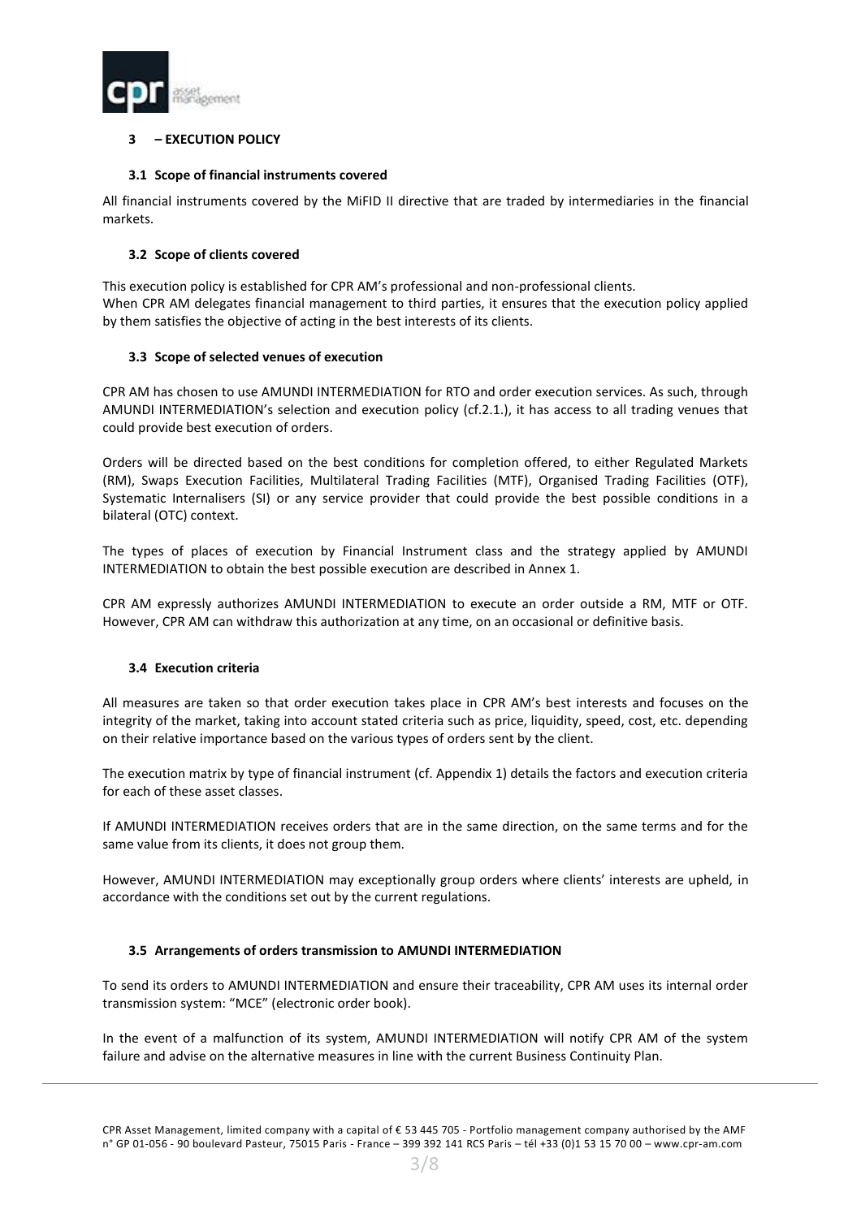## 3 – EXECUTION POLICY

### 3.1 Scope of financial instruments covered

All financial instruments covered by the MiFID II directive that are traded by intermediaries in the financial markets.

### 3.2 Scope of clients covered

This execution policy is established for CPR AM's professional and non-professional clients.
When CPR AM delegates financial management to third parties, it ensures that the execution policy applied by them satisfies the objective of acting in the best interests of its clients.

### 3.3 Scope of selected venues of execution

CPR AM has chosen to use AMUNDI INTERMEDIATION for RTO and order execution services. As such, through AMUNDI INTERMEDIATION's selection and execution policy (cf.2.1.), it has access to all trading venues that could provide best execution of orders.

Orders will be directed based on the best conditions for completion offered, to either Regulated Markets (RM), Swaps Execution Facilities, Multilateral Trading Facilities (MTF), Organised Trading Facilities (OTF), Systematic Internalisers (SI) or any service provider that could provide the best possible conditions in a bilateral (OTC) context.

The types of places of execution by Financial Instrument class and the strategy applied by AMUNDI INTERMEDIATION to obtain the best possible execution are described in Annex 1.

CPR AM expressly authorizes AMUNDI INTERMEDIATION to execute an order outside a RM, MTF or OTF. However, CPR AM can withdraw this authorization at any time, on an occasional or definitive basis.

### 3.4 Execution criteria

All measures are taken so that order execution takes place in CPR AM's best interests and focuses on the integrity of the market, taking into account stated criteria such as price, liquidity, speed, cost, etc. depending on their relative importance based on the various types of orders sent by the client.

The execution matrix by type of financial instrument (cf. Appendix 1) details the factors and execution criteria for each of these asset classes.

If AMUNDI INTERMEDIATION receives orders that are in the same direction, on the same terms and for the same value from its clients, it does not group them.

However, AMUNDI INTERMEDIATION may exceptionally group orders where clients' interests are upheld, in accordance with the conditions set out by the current regulations.

### 3.5 Arrangements of orders transmission to AMUNDI INTERMEDIATION

To send its orders to AMUNDI INTERMEDIATION and ensure their traceability, CPR AM uses its internal order transmission system: "MCE" (electronic order book).

In the event of a malfunction of its system, AMUNDI INTERMEDIATION will notify CPR AM of the system failure and advise on the alternative measures in line with the current Business Continuity Plan.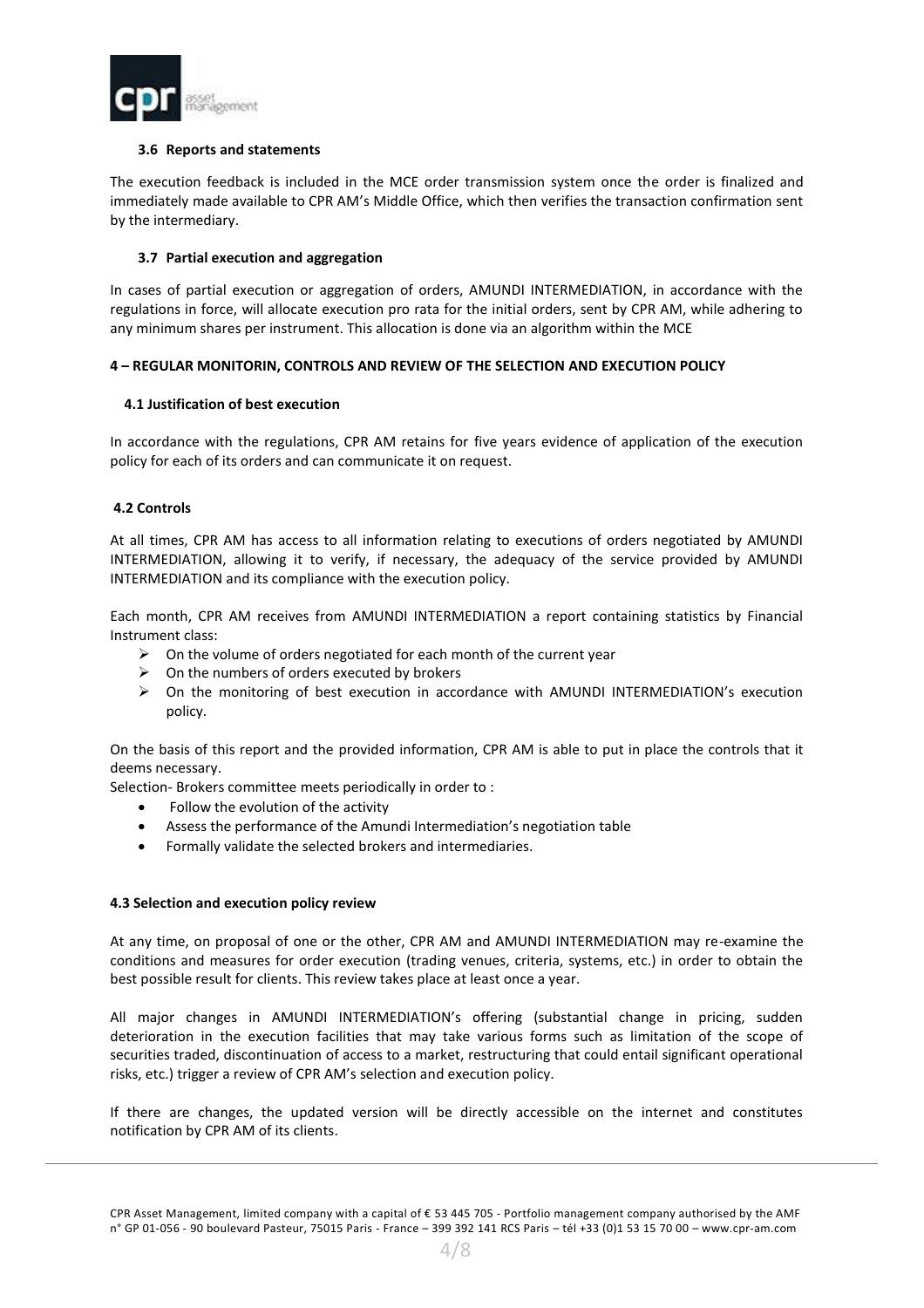### 3.6 Reports and statements

The execution feedback is included in the MCE order transmission system once the order is finalized and immediately made available to CPR AM's Middle Office, which then verifies the transaction confirmation sent by the intermediary.

### 3.7 Partial execution and aggregation

In cases of partial execution or aggregation of orders, AMUNDI INTERMEDIATION, in accordance with the regulations in force, will allocate execution pro rata for the initial orders, sent by CPR AM, while adhering to any minimum shares per instrument. This allocation is done via an algorithm within the MCE

## 4 – REGULAR MONITORIN, CONTROLS AND REVIEW OF THE SELECTION AND EXECUTION POLICY

### 4.1 Justification of best execution

In accordance with the regulations, CPR AM retains for five years evidence of application of the execution policy for each of its orders and can communicate it on request.

### 4.2 Controls

At all times, CPR AM has access to all information relating to executions of orders negotiated by AMUNDI INTERMEDIATION, allowing it to verify, if necessary, the adequacy of the service provided by AMUNDI INTERMEDIATION and its compliance with the execution policy.

Each month, CPR AM receives from AMUNDI INTERMEDIATION a report containing statistics by Financial Instrument class:

- On the volume of orders negotiated for each month of the current year
- On the numbers of orders executed by brokers
- On the monitoring of best execution in accordance with AMUNDI INTERMEDIATION's execution policy.

On the basis of this report and the provided information, CPR AM is able to put in place the controls that it deems necessary.

Selection- Brokers committee meets periodically in order to :

- Follow the evolution of the activity
- Assess the performance of the Amundi Intermediation's negotiation table
- Formally validate the selected brokers and intermediaries.

### 4.3 Selection and execution policy review

At any time, on proposal of one or the other, CPR AM and AMUNDI INTERMEDIATION may re-examine the conditions and measures for order execution (trading venues, criteria, systems, etc.) in order to obtain the best possible result for clients. This review takes place at least once a year.

All major changes in AMUNDI INTERMEDIATION's offering (substantial change in pricing, sudden deterioration in the execution facilities that may take various forms such as limitation of the scope of securities traded, discontinuation of access to a market, restructuring that could entail significant operational risks, etc.) trigger a review of CPR AM's selection and execution policy.

If there are changes, the updated version will be directly accessible on the internet and constitutes notification by CPR AM of its clients.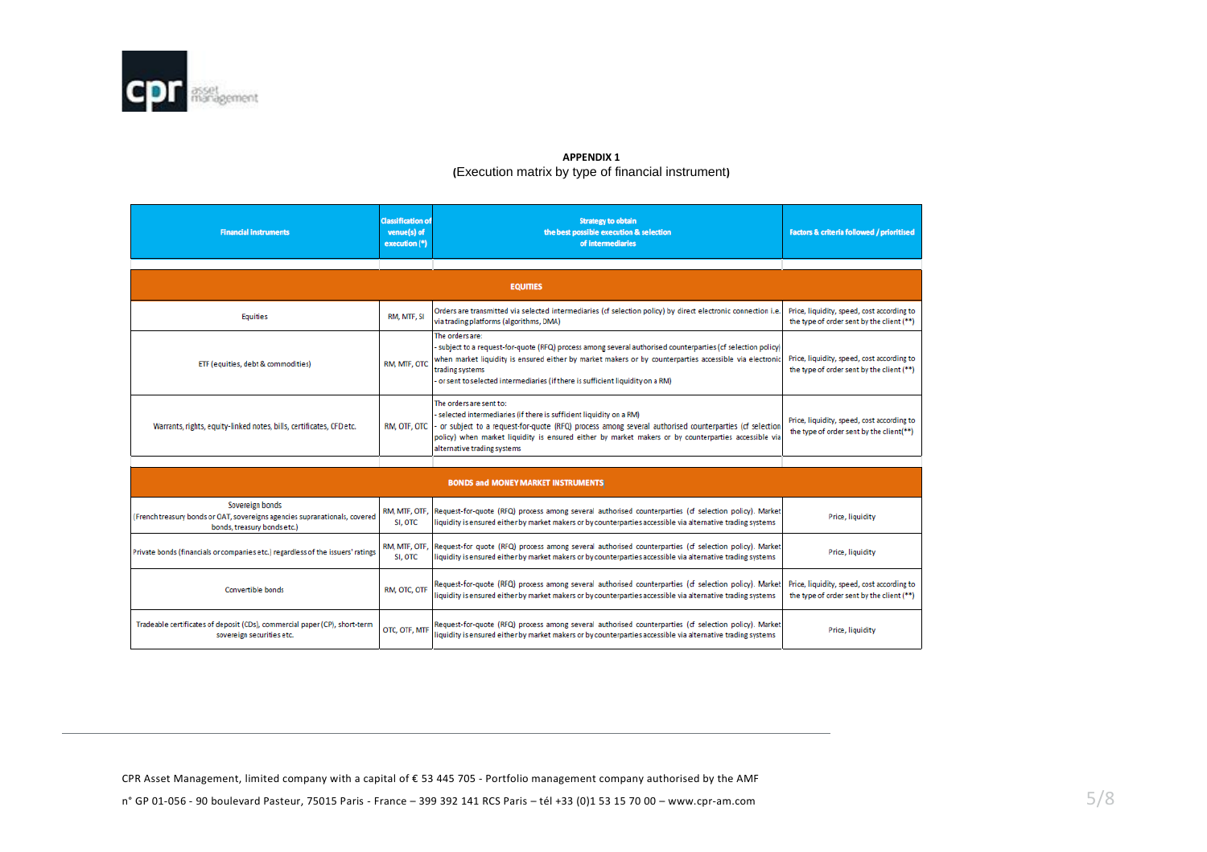**APPENDIX 1**
**(**Execution matrix by type of financial instrument**)**

| Financial instruments | Classification of venue(s) of execution (*) | Strategy to obtain the best possible execution & selection of intermediaries | Factors & criteria followed / prioritised |
|---|---|---|---|
| **EQUITIES** | | | |
| Equities | RM, MTF, SI | Orders are transmitted via selected intermediaries (cf selection policy) by direct electronic connection i.e. via trading platforms (algorithms, DMA) | Price, liquidity, speed, cost according to the type of order sent by the client (**) |
| ETF (equities, debt & commodities) | RM, MTF, OTC | The orders are:<br>- subject to a request-for-quote (RFQ) process among several authorised counterparties (cf selection policy) when market liquidity is ensured either by market makers or by counterparties accessible via electronic trading systems<br>- or sent to selected intermediaries (if there is sufficient liquidity on a RM) | Price, liquidity, speed, cost according to the type of order sent by the client (**) |
| Warrants, rights, equity-linked notes, bills, certificates, CFD etc. | RM, OTF, OTC | The orders are sent to:<br>- selected intermediaries (if there is sufficient liquidity on a RM)<br>- or subject to a request-for-quote (RFQ) process among several authorised counterparties (cf selection policy) when market liquidity is ensured either by market makers or by counterparties accessible via alternative trading systems | Price, liquidity, speed, cost according to the type of order sent by the client(**) |
| **BONDS and MONEY MARKET INSTRUMENTS** | | | |
| Sovereign bonds<br>(French treasury bonds or OAT, sovereigns agencies supranationals, covered bonds, treasury bonds etc.) | RM, MTF, OTF, SI, OTC | Request-for-quote (RFQ) process among several authorised counterparties (cf selection policy). Market liquidity is ensured either by market makers or by counterparties accessible via alternative trading systems | Price, liquidity |
| Private bonds (financials or companies etc.) regardless of the issuers' ratings | RM, MTF, OTF, SI, OTC | Request-for quote (RFQ) process among several authorised counterparties (cf selection policy). Market liquidity is ensured either by market makers or by counterparties accessible via alternative trading systems | Price, liquidity |
| Convertible bonds | RM, OTC, OTF | Request-for-quote (RFQ) process among several authorised counterparties (cf selection policy). Market liquidity is ensured either by market makers or by counterparties accessible via alternative trading systems | Price, liquidity, speed, cost according to the type of order sent by the client (**) |
| Tradeable certificates of deposit (CDs), commercial paper (CP), short-term sovereign securities etc. | OTC, OTF, MTF | Request-for-quote (RFQ) process among several authorised counterparties (cf selection policy). Market liquidity is ensured either by market makers or by counterparties accessible via alternative trading systems | Price, liquidity |

CPR Asset Management, limited company with a capital of € 53 445 705 - Portfolio management company authorised by the AMF
n° GP 01-056 - 90 boulevard Pasteur, 75015 Paris - France – 399 392 141 RCS Paris – tél +33 (0)1 53 15 70 00 – www.cpr-am.com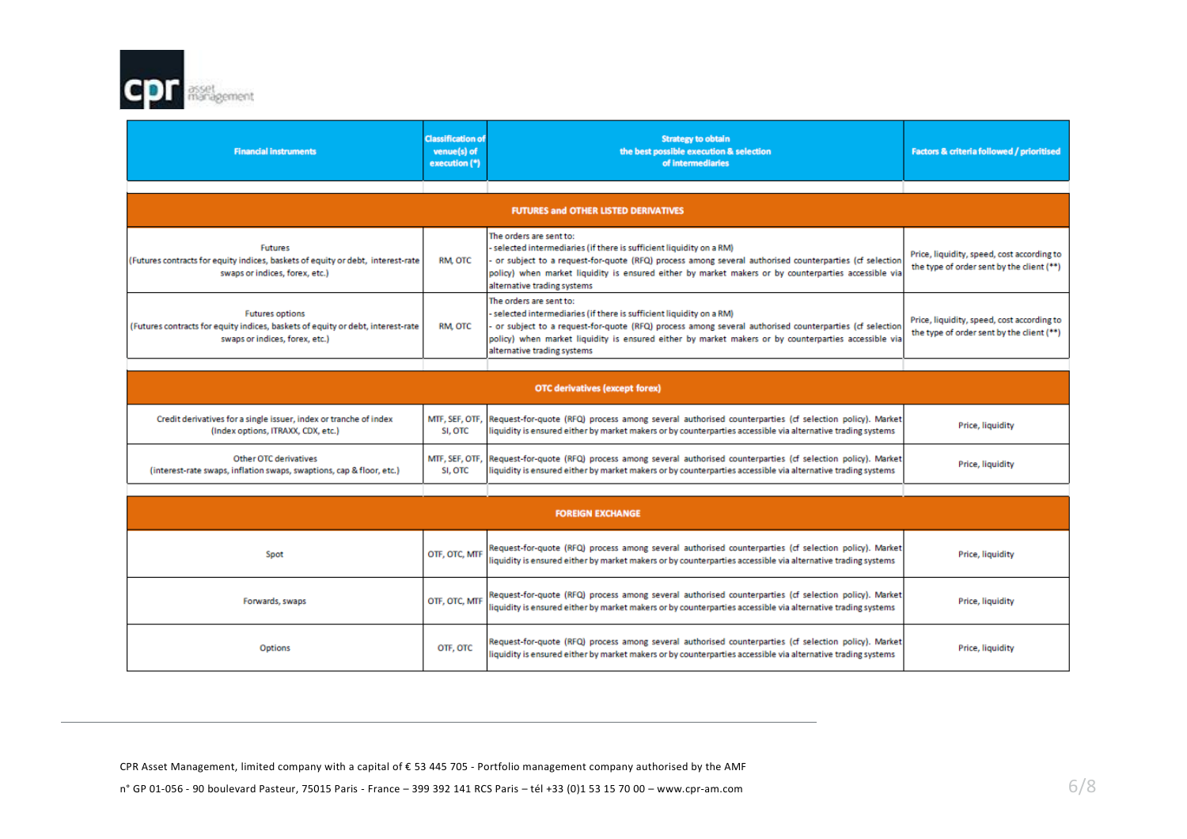| Financial instruments | Classification of venue(s) of execution (*) | Strategy to obtain the best possible execution & selection of intermediaries | Factors & criteria followed / prioritised |
|---|---|---|---|
| **FUTURES and OTHER LISTED DERIVATIVES** | | | |
| Futures (Futures contracts for equity indices, baskets of equity or debt, interest-rate swaps or indices, forex, etc.) | RM, OTC | The orders are sent to: - selected intermediaries (if there is sufficient liquidity on a RM) - or subject to a request-for-quote (RFQ) process among several authorised counterparties (cf selection policy) when market liquidity is ensured either by market makers or by counterparties accessible via alternative trading systems | Price, liquidity, speed, cost according to the type of order sent by the client (**) |
| Futures options (Futures contracts for equity indices, baskets of equity or debt, interest-rate swaps or indices, forex, etc.) | RM, OTC | The orders are sent to: - selected intermediaries (if there is sufficient liquidity on a RM) - or subject to a request-for-quote (RFQ) process among several authorised counterparties (cf selection policy) when market liquidity is ensured either by market makers or by counterparties accessible via alternative trading systems | Price, liquidity, speed, cost according to the type of order sent by the client (**) |
| **OTC derivatives (except forex)** | | | |
| Credit derivatives for a single issuer, index or tranche of index (Index options, ITRAXX, CDX, etc.) | MTF, SEF, OTF, SI, OTC | Request-for-quote (RFQ) process among several authorised counterparties (cf selection policy). Market liquidity is ensured either by market makers or by counterparties accessible via alternative trading systems | Price, liquidity |
| Other OTC derivatives (interest-rate swaps, inflation swaps, swaptions, cap & floor, etc.) | MTF, SEF, OTF, SI, OTC | Request-for-quote (RFQ) process among several authorised counterparties (cf selection policy). Market liquidity is ensured either by market makers or by counterparties accessible via alternative trading systems | Price, liquidity |
| **FOREIGN EXCHANGE** | | | |
| Spot | OTF, OTC, MTF | Request-for-quote (RFQ) process among several authorised counterparties (cf selection policy). Market liquidity is ensured either by market makers or by counterparties accessible via alternative trading systems | Price, liquidity |
| Forwards, swaps | OTF, OTC, MTF | Request-for-quote (RFQ) process among several authorised counterparties (cf selection policy). Market liquidity is ensured either by market makers or by counterparties accessible via alternative trading systems | Price, liquidity |
| Options | OTF, OTC | Request-for-quote (RFQ) process among several authorised counterparties (cf selection policy). Market liquidity is ensured either by market makers or by counterparties accessible via alternative trading systems | Price, liquidity |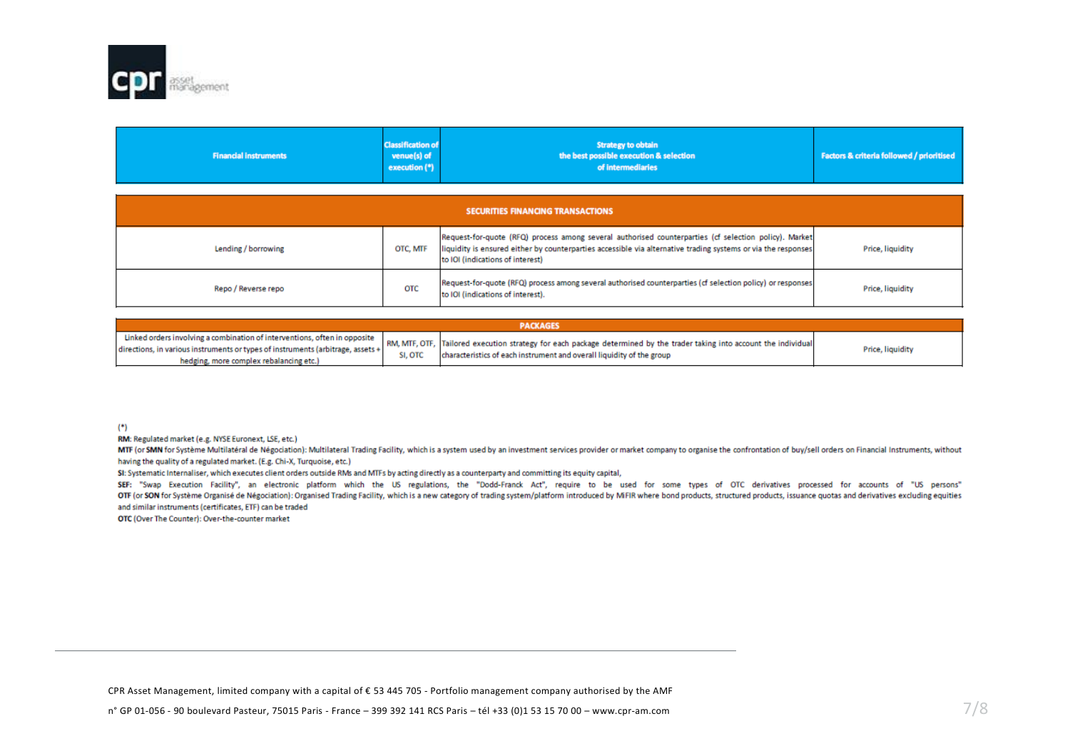| Financial instruments | Classification of venue(s) of execution (*) | Strategy to obtain the best possible execution & selection of intermediaries | Factors & criteria followed / prioritised |
| --- | --- | --- | --- |
| **SECURITIES FINANCING TRANSACTIONS** | | | |
| Lending / borrowing | OTC, MTF | Request-for-quote (RFQ) process among several authorised counterparties (cf selection policy). Market liquidity is ensured either by counterparties accessible via alternative trading systems or via the responses to IOI (indications of interest) | Price, liquidity |
| Repo / Reverse repo | OTC | Request-for-quote (RFQ) process among several authorised counterparties (cf selection policy) or responses to IOI (indications of interest). | Price, liquidity |
| **PACKAGES** | | | |
| Linked orders involving a combination of interventions, often in opposite directions, in various instruments or types of instruments (arbitrage, assets + hedging, more complex rebalancing etc.) | RM, MTF, OTF, SI, OTC | Tailored execution strategy for each package determined by the trader taking into account the individual characteristics of each instrument and overall liquidity of the group | Price, liquidity |

(*)

**RM**: Regulated market (e.g. NYSE Euronext, LSE, etc.)

**MTF** (or **SMN** for Système Multilatéral de Négociation): Multilateral Trading Facility, which is a system used by an investment services provider or market company to organise the confrontation of buy/sell orders on Financial Instruments, without having the quality of a regulated market. (E.g. Chi-X, Turquoise, etc.)

**SI**: Systematic Internaliser, which executes client orders outside RMs and MTFs by acting directly as a counterparty and committing its equity capital,

**SEF**: "Swap Execution Facility", an electronic platform which the US regulations, the "Dodd-Franck Act", require to be used for some types of OTC derivatives processed for accounts of "US persons"

**OTF** (or **SON** for Système Organisé de Négociation): Organised Trading Facility, which is a new category of trading system/platform introduced by MiFIR where bond products, structured products, issuance quotas and derivatives excluding equities and similar instruments (certificates, ETF) can be traded

**OTC** (Over The Counter): Over-the-counter market

CPR Asset Management, limited company with a capital of € 53 445 705 - Portfolio management company authorised by the AMF

n° GP 01-056 - 90 boulevard Pasteur, 75015 Paris - France – 399 392 141 RCS Paris – tél +33 (0)1 53 15 70 00 – www.cpr-am.com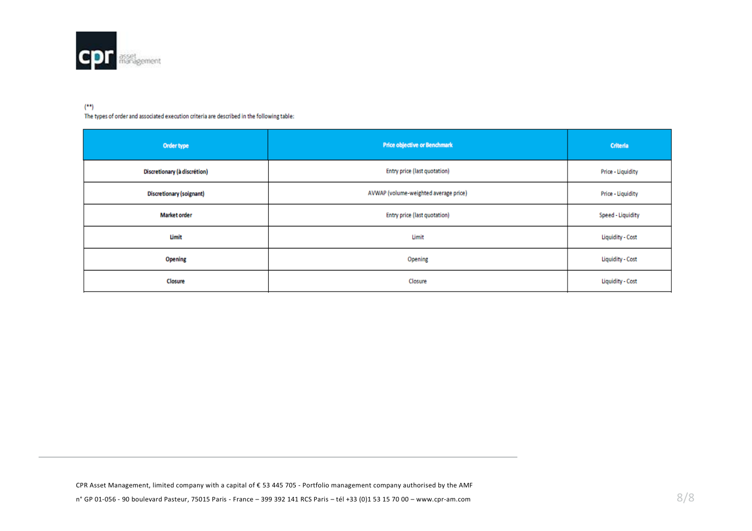(**)
The types of order and associated execution criteria are described in the following table:

| Order type | Price objective or Benchmark | Criteria |
| --- | --- | --- |
| **Discretionary (à discrétion)** | Entry price (last quotation) | Price - Liquidity |
| **Discretionary (soignant)** | AVWAP (volume-weighted average price) | Price - Liquidity |
| **Market order** | Entry price (last quotation) | Speed - Liquidity |
| **Limit** | Limit | Liquidity - Cost |
| **Opening** | Opening | Liquidity - Cost |
| **Closure** | Closure | Liquidity - Cost |

CPR Asset Management, limited company with a capital of € 53 445 705 - Portfolio management company authorised by the AMF
n° GP 01-056 - 90 boulevard Pasteur, 75015 Paris - France – 399 392 141 RCS Paris – tél +33 (0)1 53 15 70 00 – www.cpr-am.com